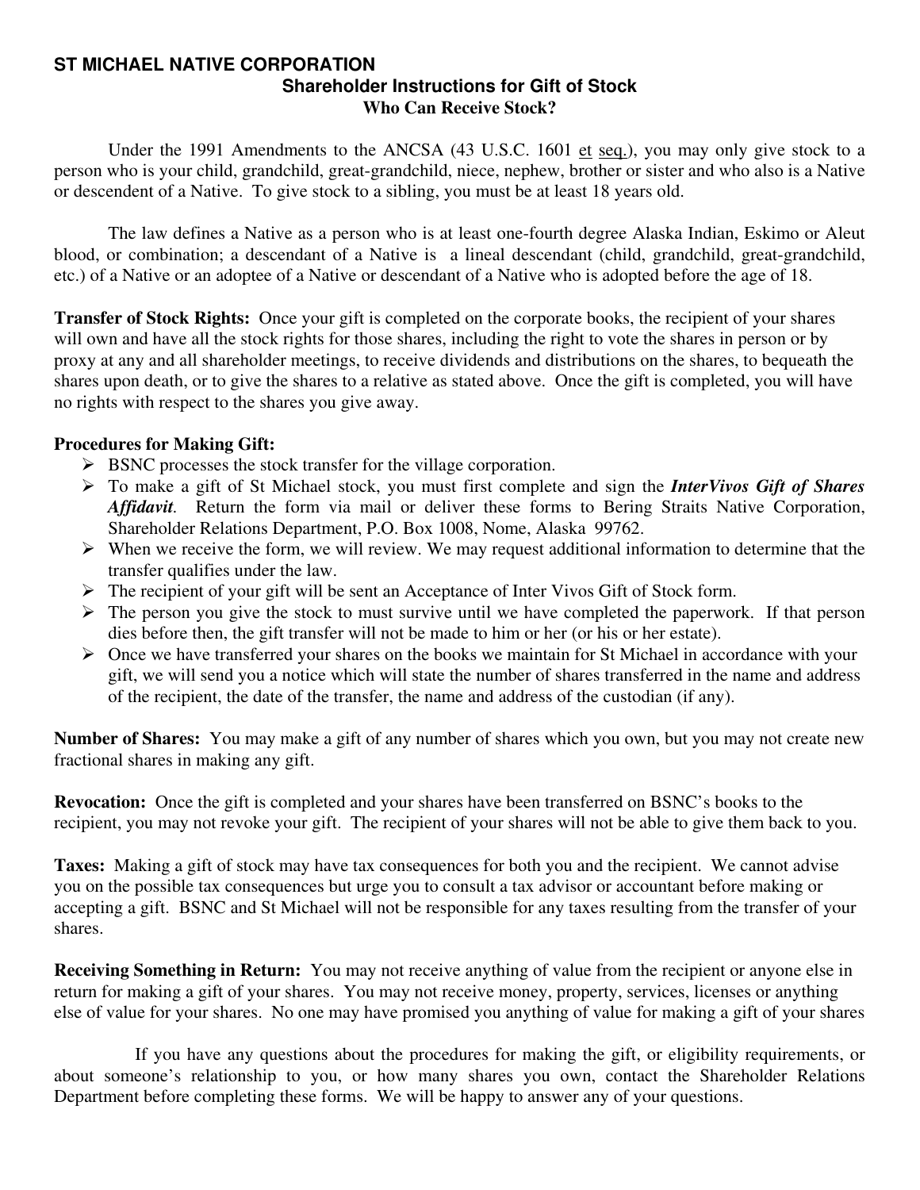# ST MICHAEL NATIVE CORPORATION

## Shareholder Instructions for Gift of Stock

### Who Can Receive Stock?

Under the 1991 Amendments to the ANCSA (43 U.S.C. 1601 et seq.), you may only give stock to a person who is your child, grandchild, great-grandchild, niece, nephew, brother or sister and who also is a Native or descendent of a Native. To give stock to a sibling, you must be at least 18 years old.

The law defines a Native as a person who is at least one-fourth degree Alaska Indian, Eskimo or Aleut blood, or combination; a descendant of a Native is a lineal descendant (child, grandchild, great-grandchild, etc.) of a Native or an adoptee of a Native or descendant of a Native who is adopted before the age of 18.

**Transfer of Stock Rights:** Once your gift is completed on the corporate books, the recipient of your shares will own and have all the stock rights for those shares, including the right to vote the shares in person or by proxy at any and all shareholder meetings, to receive dividends and distributions on the shares, to bequeath the shares upon death, or to give the shares to a relative as stated above. Once the gift is completed, you will have no rights with respect to the shares you give away.

**Procedures for Making Gift:**

- BSNC processes the stock transfer for the village corporation.
- To make a gift of St Michael stock, you must first complete and sign the ***InterVivos Gift of Shares Affidavit***. Return the form via mail or deliver these forms to Bering Straits Native Corporation, Shareholder Relations Department, P.O. Box 1008, Nome, Alaska 99762.
- When we receive the form, we will review. We may request additional information to determine that the transfer qualifies under the law.
- The recipient of your gift will be sent an Acceptance of Inter Vivos Gift of Stock form.
- The person you give the stock to must survive until we have completed the paperwork. If that person dies before then, the gift transfer will not be made to him or her (or his or her estate).
- Once we have transferred your shares on the books we maintain for St Michael in accordance with your gift, we will send you a notice which will state the number of shares transferred in the name and address of the recipient, the date of the transfer, the name and address of the custodian (if any).

**Number of Shares:** You may make a gift of any number of shares which you own, but you may not create new fractional shares in making any gift.

**Revocation:** Once the gift is completed and your shares have been transferred on BSNC's books to the recipient, you may not revoke your gift. The recipient of your shares will not be able to give them back to you.

**Taxes:** Making a gift of stock may have tax consequences for both you and the recipient. We cannot advise you on the possible tax consequences but urge you to consult a tax advisor or accountant before making or accepting a gift. BSNC and St Michael will not be responsible for any taxes resulting from the transfer of your shares.

**Receiving Something in Return:** You may not receive anything of value from the recipient or anyone else in return for making a gift of your shares. You may not receive money, property, services, licenses or anything else of value for your shares. No one may have promised you anything of value for making a gift of your shares

If you have any questions about the procedures for making the gift, or eligibility requirements, or about someone's relationship to you, or how many shares you own, contact the Shareholder Relations Department before completing these forms. We will be happy to answer any of your questions.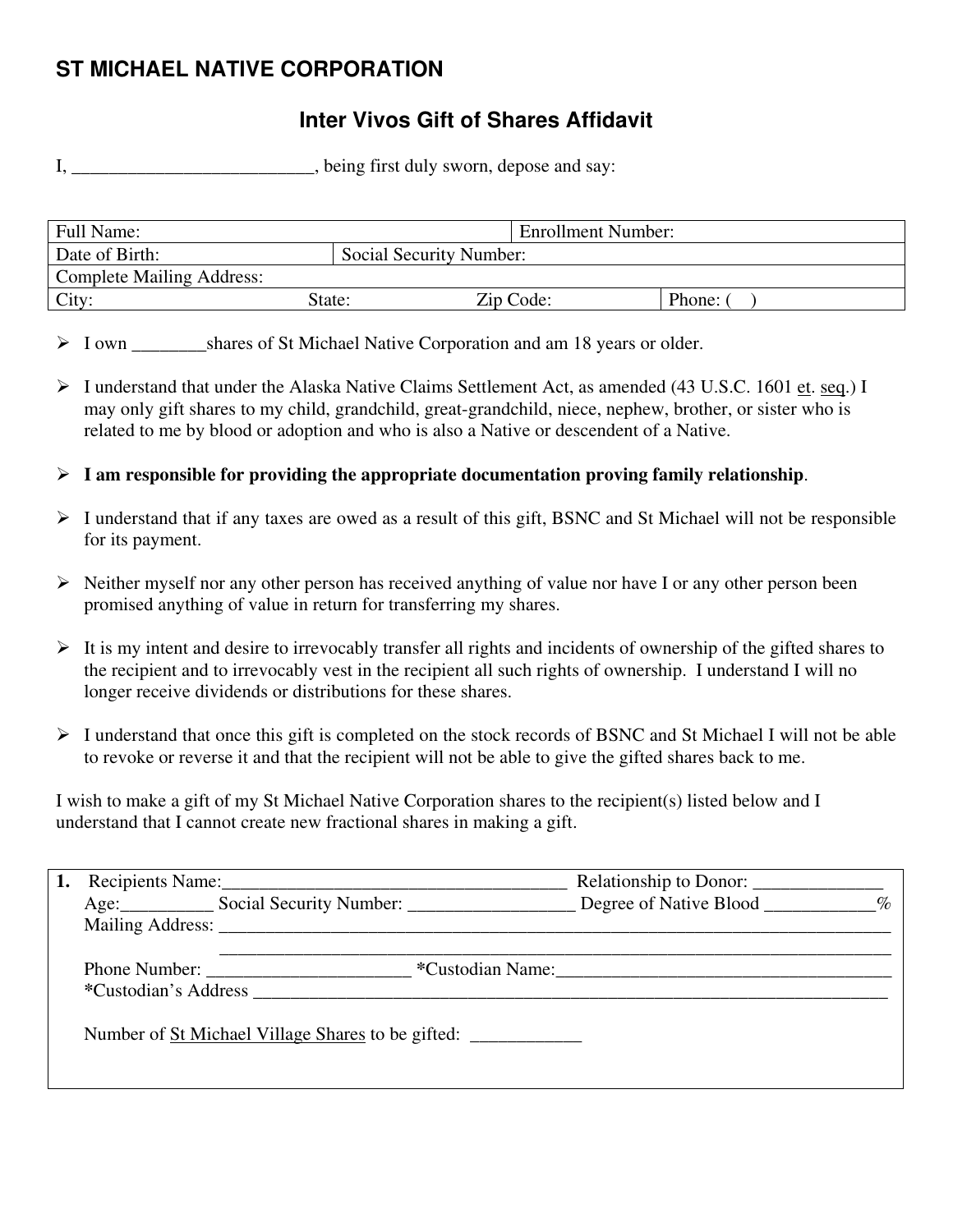# ST MICHAEL NATIVE CORPORATION

## Inter Vivos Gift of Shares Affidavit

I, __________________________, being first duly sworn, depose and say:

| Full Name: | | Enrollment Number: | |
|---|---|---|---|
| Date of Birth: | Social Security Number: | | |
| Complete Mailing Address: | | | |
| City: | State: | Zip Code: | Phone: (    ) |

- I own ________shares of St Michael Native Corporation and am 18 years or older.
- I understand that under the Alaska Native Claims Settlement Act, as amended (43 U.S.C. 1601 et. seq.) I may only gift shares to my child, grandchild, great-grandchild, niece, nephew, brother, or sister who is related to me by blood or adoption and who is also a Native or descendent of a Native.
- **I am responsible for providing the appropriate documentation proving family relationship**.
- I understand that if any taxes are owed as a result of this gift, BSNC and St Michael will not be responsible for its payment.
- Neither myself nor any other person has received anything of value nor have I or any other person been promised anything of value in return for transferring my shares.
- It is my intent and desire to irrevocably transfer all rights and incidents of ownership of the gifted shares to the recipient and to irrevocably vest in the recipient all such rights of ownership. I understand I will no longer receive dividends or distributions for these shares.
- I understand that once this gift is completed on the stock records of BSNC and St Michael I will not be able to revoke or reverse it and that the recipient will not be able to give the gifted shares back to me.

I wish to make a gift of my St Michael Native Corporation shares to the recipient(s) listed below and I understand that I cannot create new fractional shares in making a gift.

**1.** Recipients Name:______________________________________ Relationship to Donor: ______________
Age:__________ Social Security Number: __________________ Degree of Native Blood ____________%
Mailing Address: ______________________________________________________________________________
______________________________________________________________________________
Phone Number: ______________________ *Custodian Name:_____________________________________
*Custodian's Address ___________________________________________________________________________

Number of St Michael Village Shares to be gifted: ____________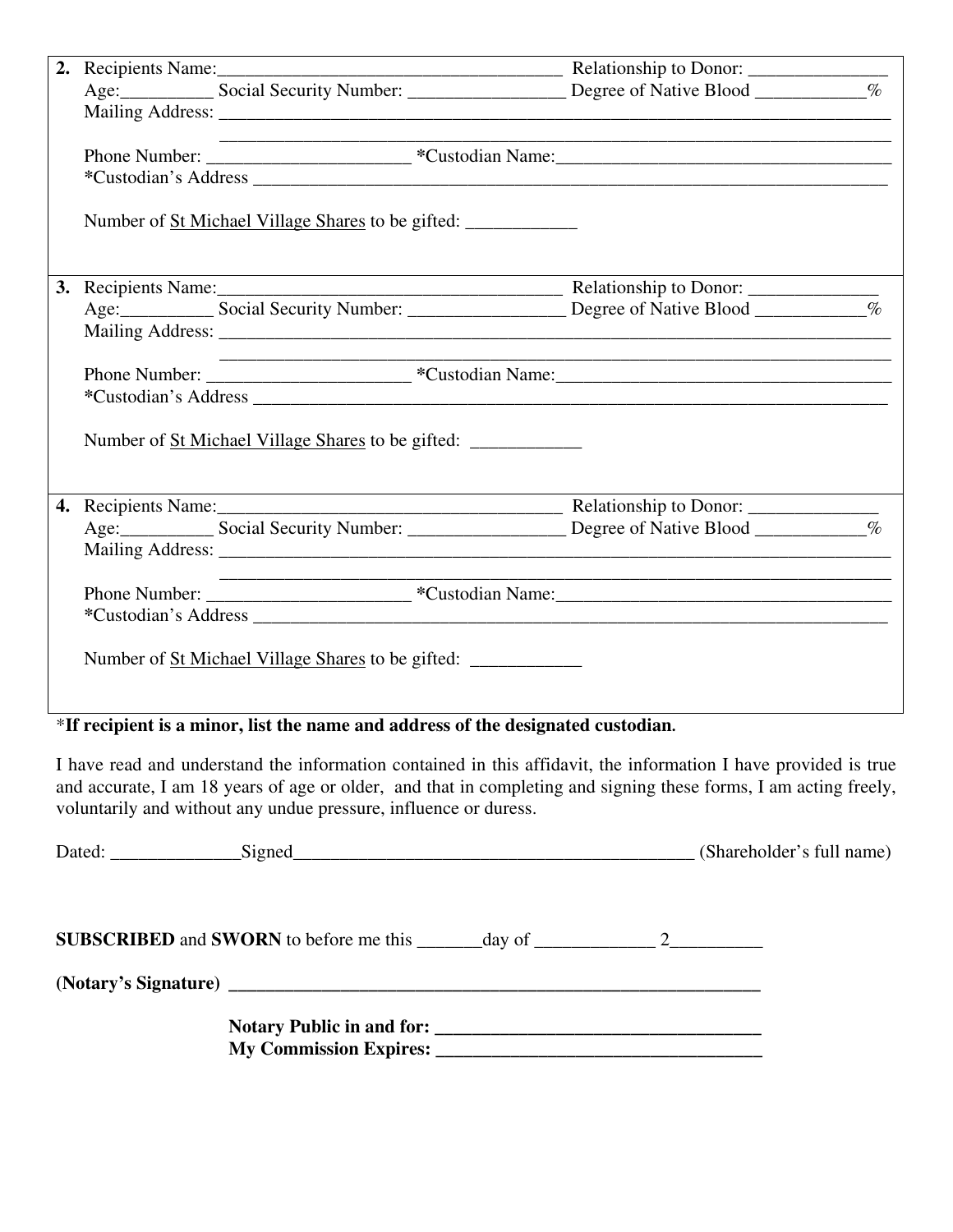**2.** Recipients Name:_____________________________________ Relationship to Donor: _______________
Age:__________ Social Security Number: _________________ Degree of Native Blood ____________%
Mailing Address: ___________________________________________________________________________
___________________________________________________________________________
Phone Number: ______________________ ***Custodian Name:**____________________________________
***Custodian's Address** ____________________________________________________________________

Number of St Michael Village Shares to be gifted: ____________

**3.** Recipients Name:_____________________________________ Relationship to Donor: ______________
Age:__________ Social Security Number: _________________ Degree of Native Blood ____________%
Mailing Address: ___________________________________________________________________________
___________________________________________________________________________
Phone Number: ______________________ ***Custodian Name:**____________________________________
***Custodian's Address** ____________________________________________________________________

Number of St Michael Village Shares to be gifted: ____________

**4.** Recipients Name:_____________________________________ Relationship to Donor: ______________
Age:__________ Social Security Number: _________________ Degree of Native Blood ____________%
Mailing Address: ___________________________________________________________________________
___________________________________________________________________________
Phone Number: ______________________ ***Custodian Name:**____________________________________
***Custodian's Address** ____________________________________________________________________

Number of St Michael Village Shares to be gifted: ____________

***If recipient is a minor, list the name and address of the designated custodian.**

I have read and understand the information contained in this affidavit, the information I have provided is true and accurate, I am 18 years of age or older, and that in completing and signing these forms, I am acting freely, voluntarily and without any undue pressure, influence or duress.

Dated: ______________Signed_____________________________________________ (Shareholder's full name)

**SUBSCRIBED** and **SWORN** to before me this _______day of _____________ 2__________

**(Notary's Signature)** ___________________________________________________________

**Notary Public in and for:** ___________________________________
**My Commission Expires:** ___________________________________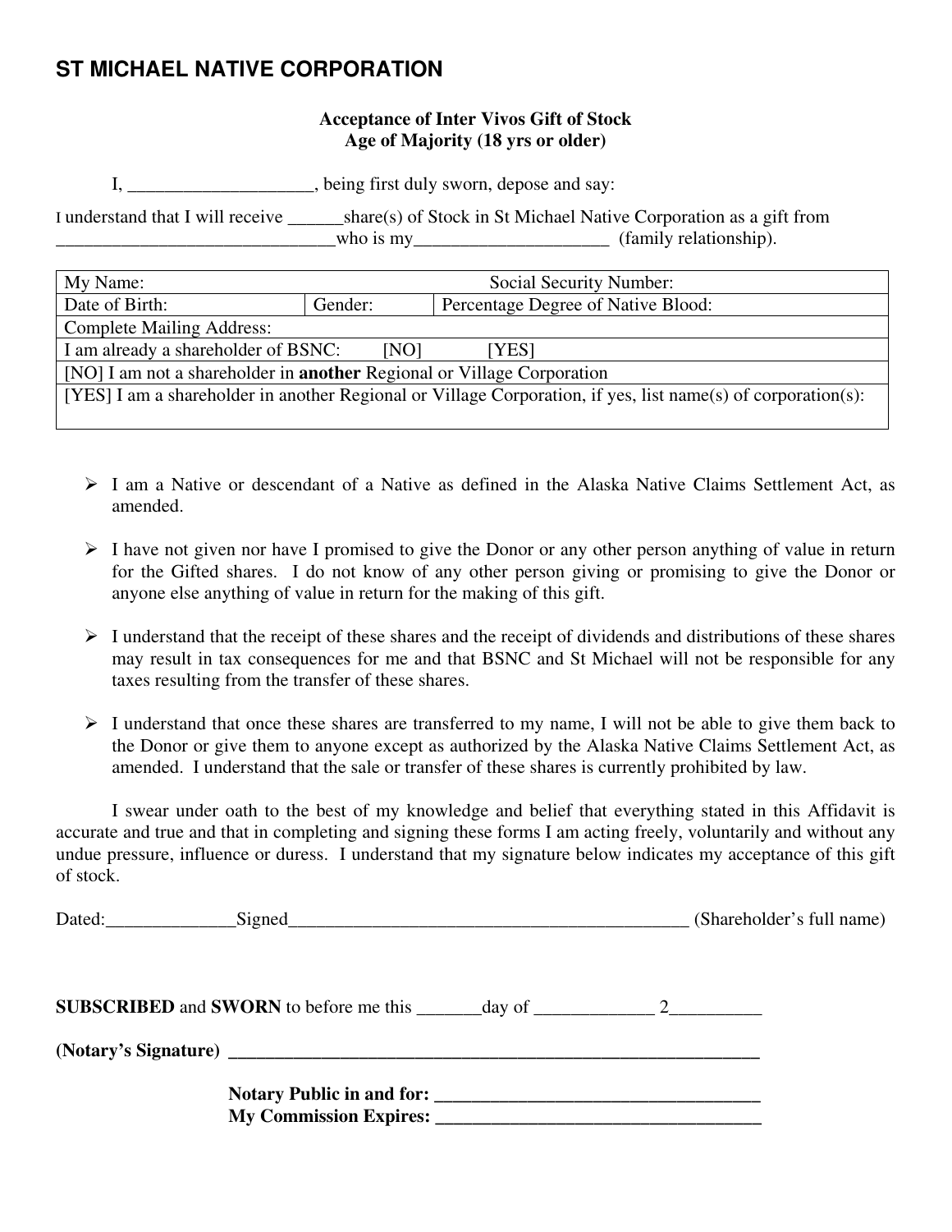## ST MICHAEL NATIVE CORPORATION

**Acceptance of Inter Vivos Gift of Stock**
**Age of Majority (18 yrs or older)**

I, ____________________, being first duly sworn, depose and say:

I understand that I will receive ______share(s) of Stock in St Michael Native Corporation as a gift from ______________________________who is my_____________________ (family relationship).

| My Name: | | Social Security Number: |
|---|---|---|
| Date of Birth: | Gender: | Percentage Degree of Native Blood: |
| Complete Mailing Address: | | |
| I am already a shareholder of BSNC: [NO] [YES] | | |
| [NO] I am not a shareholder in **another** Regional or Village Corporation | | |
| [YES] I am a shareholder in another Regional or Village Corporation, if yes, list name(s) of corporation(s): | | |

- I am a Native or descendant of a Native as defined in the Alaska Native Claims Settlement Act, as amended.
- I have not given nor have I promised to give the Donor or any other person anything of value in return for the Gifted shares. I do not know of any other person giving or promising to give the Donor or anyone else anything of value in return for the making of this gift.
- I understand that the receipt of these shares and the receipt of dividends and distributions of these shares may result in tax consequences for me and that BSNC and St Michael will not be responsible for any taxes resulting from the transfer of these shares.
- I understand that once these shares are transferred to my name, I will not be able to give them back to the Donor or give them to anyone except as authorized by the Alaska Native Claims Settlement Act, as amended. I understand that the sale or transfer of these shares is currently prohibited by law.

I swear under oath to the best of my knowledge and belief that everything stated in this Affidavit is accurate and true and that in completing and signing these forms I am acting freely, voluntarily and without any undue pressure, influence or duress. I understand that my signature below indicates my acceptance of this gift of stock.

Dated:______________Signed____________________________________________ (Shareholder's full name)

**SUBSCRIBED** and **SWORN** to before me this _______day of _____________ 2__________

**(Notary's Signature)** ___________________________________________________________

**Notary Public in and for:** ___________________________________
**My Commission Expires:** ___________________________________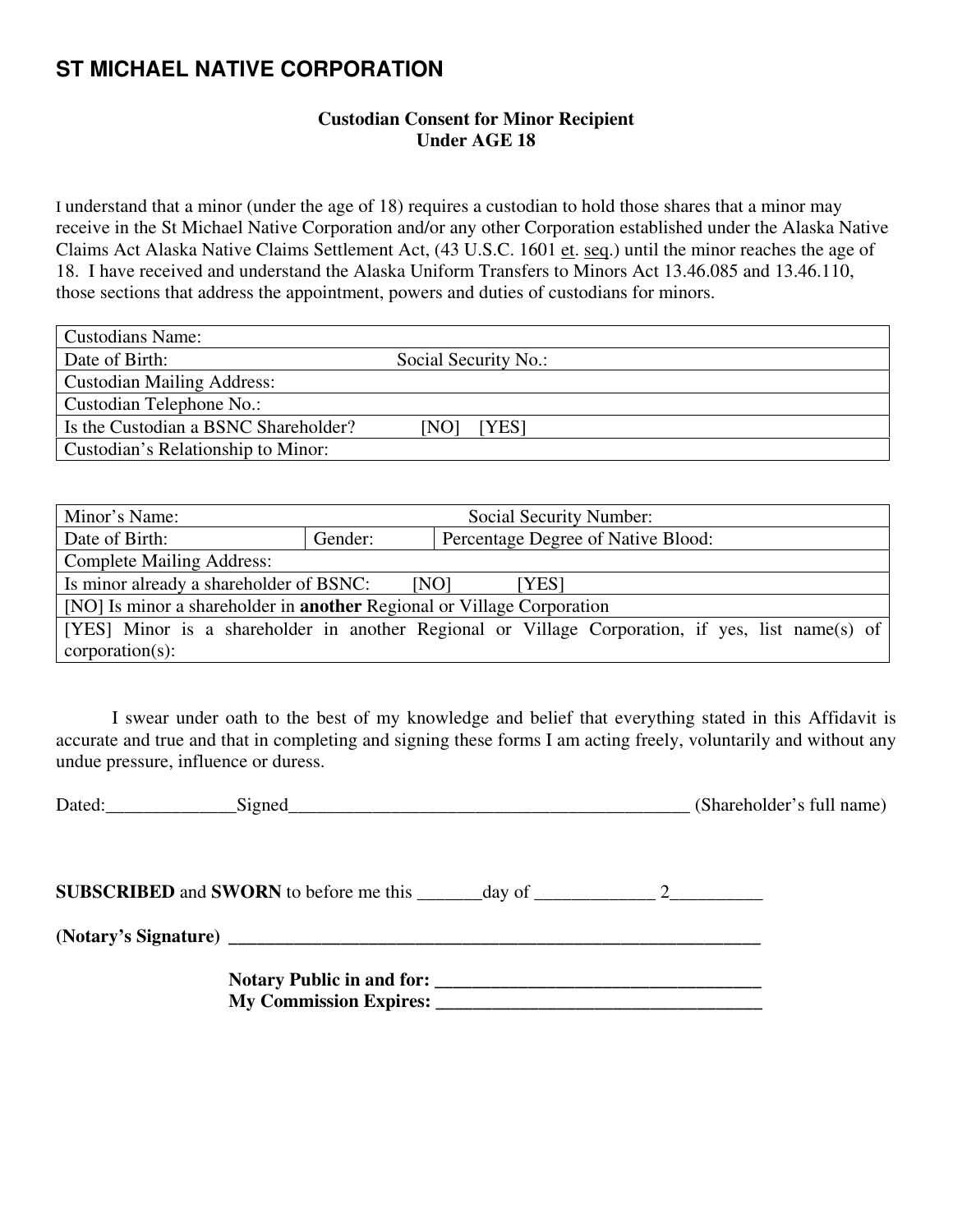# ST MICHAEL NATIVE CORPORATION

**Custodian Consent for Minor Recipient**
**Under AGE 18**

I understand that a minor (under the age of 18) requires a custodian to hold those shares that a minor may receive in the St Michael Native Corporation and/or any other Corporation established under the Alaska Native Claims Act Alaska Native Claims Settlement Act, (43 U.S.C. 1601 et. seq.) until the minor reaches the age of 18. I have received and understand the Alaska Uniform Transfers to Minors Act 13.46.085 and 13.46.110, those sections that address the appointment, powers and duties of custodians for minors.

| | |
|---|---|
| Custodians Name: | |
| Date of Birth: | Social Security No.: |
| Custodian Mailing Address: | |
| Custodian Telephone No.: | |
| Is the Custodian a BSNC Shareholder? | [NO] [YES] |
| Custodian's Relationship to Minor: | |

| | | |
|---|---|---|
| Minor's Name: | | Social Security Number: |
| Date of Birth: | Gender: | Percentage Degree of Native Blood: |
| Complete Mailing Address: | | |
| Is minor already a shareholder of BSNC: [NO] [YES] | | |
| [NO] Is minor a shareholder in **another** Regional or Village Corporation | | |
| [YES] Minor is a shareholder in another Regional or Village Corporation, if yes, list name(s) of corporation(s): | | |

I swear under oath to the best of my knowledge and belief that everything stated in this Affidavit is accurate and true and that in completing and signing these forms I am acting freely, voluntarily and without any undue pressure, influence or duress.

Dated:______________Signed_____________________________________________ (Shareholder's full name)

**SUBSCRIBED** and **SWORN** to before me this _______day of _____________ 2__________

**(Notary's Signature)** ____________________________________________________________

**Notary Public in and for:** ___________________________________
**My Commission Expires:** ___________________________________